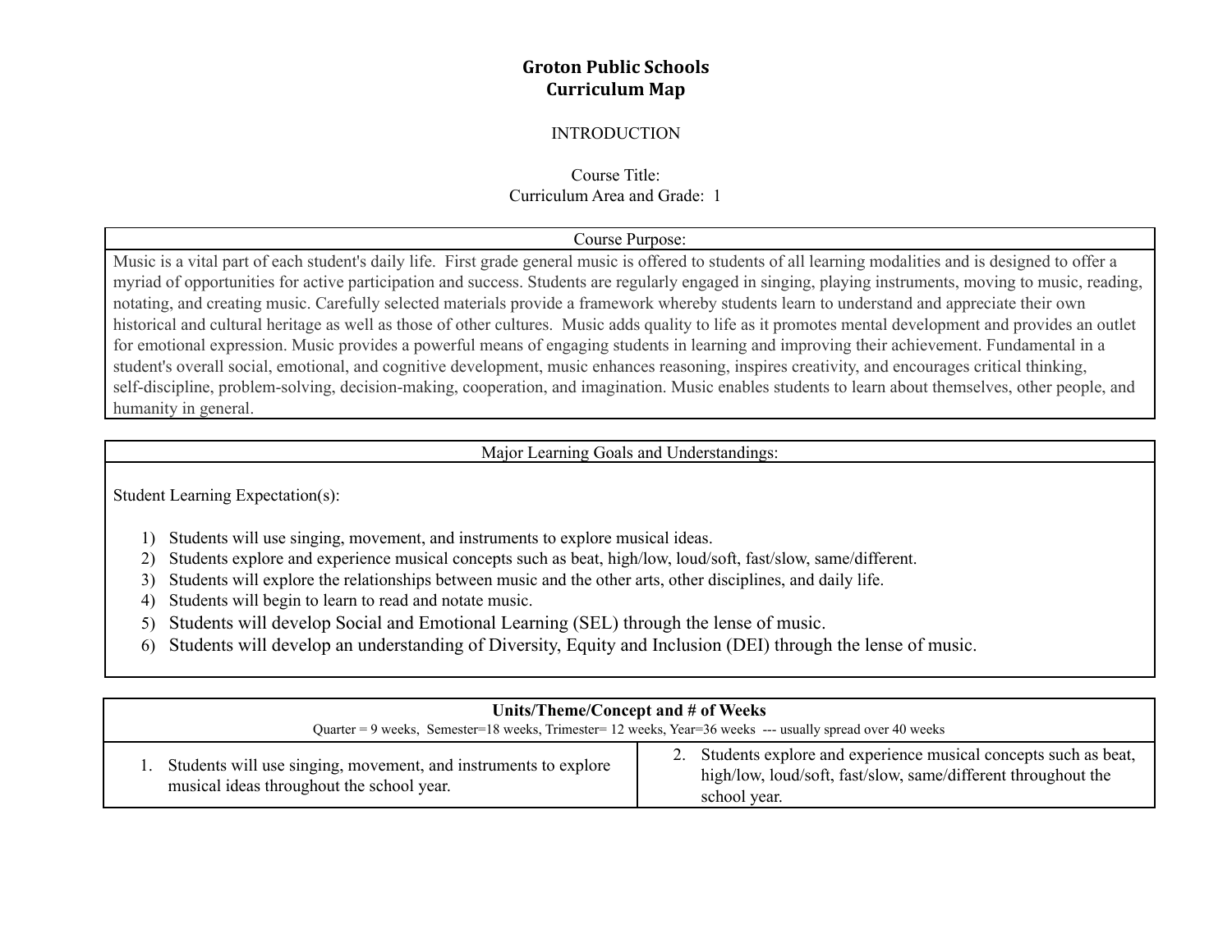# Groton Public Schools
# Curriculum Map

INTRODUCTION

Course Title:
Curriculum Area and Grade: 1

| Course Purpose: |
| --- |
| Music is a vital part of each student's daily life. First grade general music is offered to students of all learning modalities and is designed to offer a myriad of opportunities for active participation and success. Students are regularly engaged in singing, playing instruments, moving to music, reading, notating, and creating music. Carefully selected materials provide a framework whereby students learn to understand and appreciate their own historical and cultural heritage as well as those of other cultures. Music adds quality to life as it promotes mental development and provides an outlet for emotional expression. Music provides a powerful means of engaging students in learning and improving their achievement. Fundamental in a student's overall social, emotional, and cognitive development, music enhances reasoning, inspires creativity, and encourages critical thinking, self-discipline, problem-solving, decision-making, cooperation, and imagination. Music enables students to learn about themselves, other people, and humanity in general. |

## Major Learning Goals and Understandings:

Student Learning Expectation(s):

1) Students will use singing, movement, and instruments to explore musical ideas.
2) Students explore and experience musical concepts such as beat, high/low, loud/soft, fast/slow, same/different.
3) Students will explore the relationships between music and the other arts, other disciplines, and daily life.
4) Students will begin to learn to read and notate music.
5) Students will develop Social and Emotional Learning (SEL) through the lense of music.
6) Students will develop an understanding of Diversity, Equity and Inclusion (DEI) through the lense of music.

| **Units/Theme/Concept and # of Weeks**<br>Quarter = 9 weeks, Semester=18 weeks, Trimester= 12 weeks, Year=36 weeks --- usually spread over 40 weeks | |
| --- | --- |
| 1. Students will use singing, movement, and instruments to explore musical ideas throughout the school year. | 2. Students explore and experience musical concepts such as beat, high/low, loud/soft, fast/slow, same/different throughout the school year. |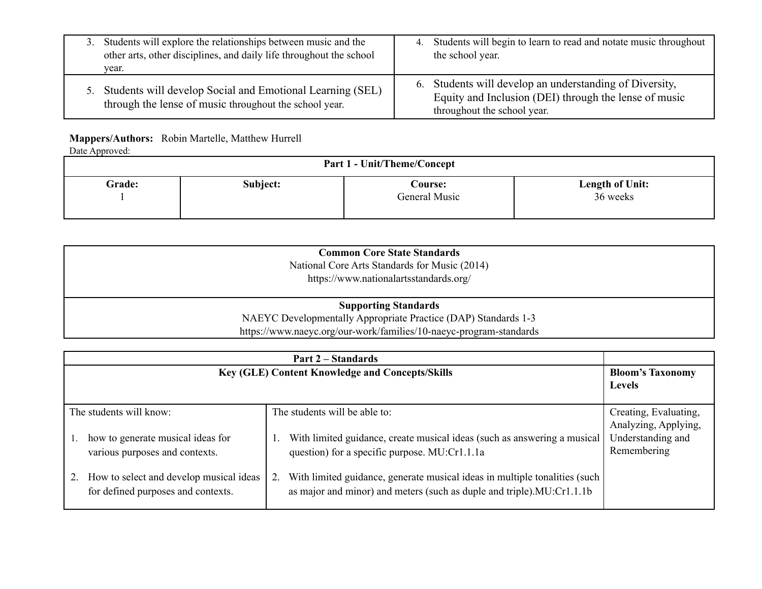| | |
|---|---|
| 3. Students will explore the relationships between music and the other arts, other disciplines, and daily life throughout the school year. | 4. Students will begin to learn to read and notate music throughout the school year. |
| 5. Students will develop Social and Emotional Learning (SEL) through the lense of music throughout the school year. | 6. Students will develop an understanding of Diversity, Equity and Inclusion (DEI) through the lense of music throughout the school year. |

**Mappers/Authors:** Robin Martelle, Matthew Hurrell
Date Approved:

| Part 1 - Unit/Theme/Concept | | | |
|---|---|---|---|
| **Grade:** 1 | **Subject:** | **Course:** General Music | **Length of Unit:** 36 weeks |

| |
|---|
| **Common Core State Standards**<br>National Core Arts Standards for Music (2014)<br>https://www.nationalartsstandards.org/ |
| **Supporting Standards**<br>NAEYC Developmentally Appropriate Practice (DAP) Standards 1-3<br>https://www.naeyc.org/our-work/families/10-naeyc-program-standards |

| **Part 2 – Standards** | | |
|---|---|---|
| **Key (GLE) Content Knowledge and Concepts/Skills** | | **Bloom's Taxonomy Levels** |
| The students will know:<br><br>1. how to generate musical ideas for various purposes and contexts.<br><br>2. How to select and develop musical ideas for defined purposes and contexts. | The students will be able to:<br><br>1. With limited guidance, create musical ideas (such as answering a musical question) for a specific purpose. MU:Cr1.1.1a<br><br>2. With limited guidance, generate musical ideas in multiple tonalities (such as major and minor) and meters (such as duple and triple).MU:Cr1.1.1b | Creating, Evaluating, Analyzing, Applying, Understanding and Remembering |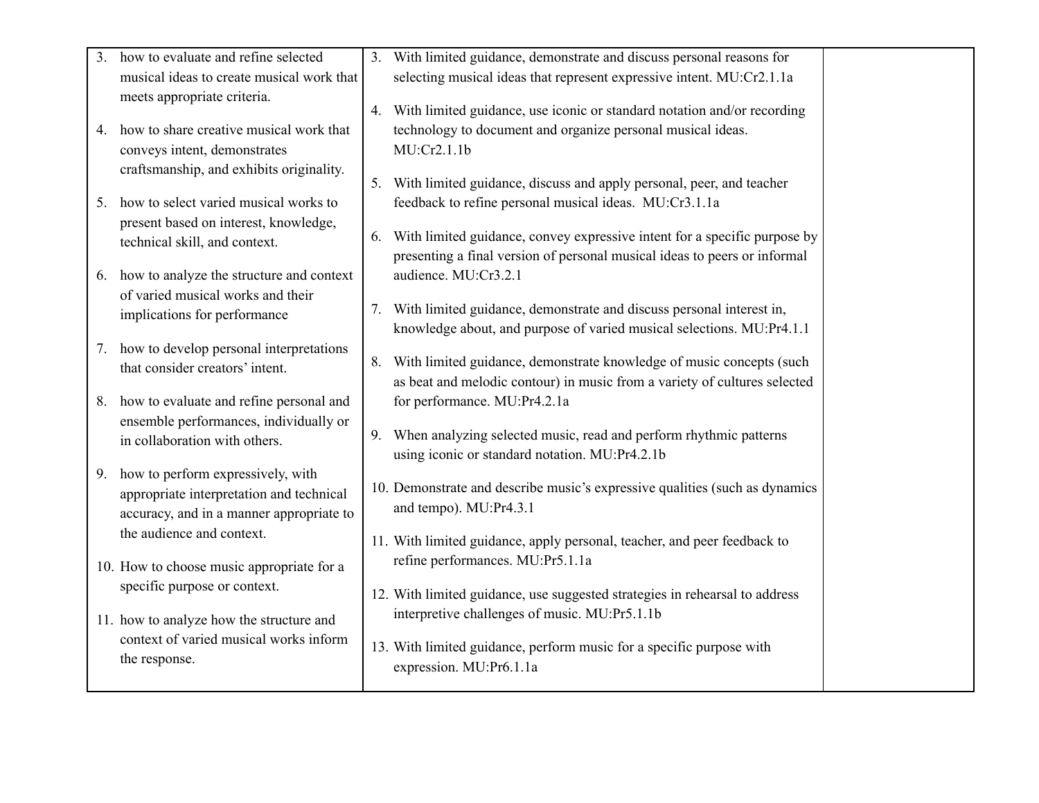| | | |
|---|---|---|
| 3. how to evaluate and refine selected musical ideas to create musical work that meets appropriate criteria.<br><br>4. how to share creative musical work that conveys intent, demonstrates craftsmanship, and exhibits originality.<br><br>5. how to select varied musical works to present based on interest, knowledge, technical skill, and context.<br><br>6. how to analyze the structure and context of varied musical works and their implications for performance<br><br>7. how to develop personal interpretations that consider creators' intent.<br><br>8. how to evaluate and refine personal and ensemble performances, individually or in collaboration with others.<br><br>9. how to perform expressively, with appropriate interpretation and technical accuracy, and in a manner appropriate to the audience and context.<br><br>10. How to choose music appropriate for a specific purpose or context.<br><br>11. how to analyze how the structure and context of varied musical works inform the response. | 3. With limited guidance, demonstrate and discuss personal reasons for selecting musical ideas that represent expressive intent. MU:Cr2.1.1a<br><br>4. With limited guidance, use iconic or standard notation and/or recording technology to document and organize personal musical ideas. MU:Cr2.1.1b<br><br>5. With limited guidance, discuss and apply personal, peer, and teacher feedback to refine personal musical ideas. MU:Cr3.1.1a<br><br>6. With limited guidance, convey expressive intent for a specific purpose by presenting a final version of personal musical ideas to peers or informal audience. MU:Cr3.2.1<br><br>7. With limited guidance, demonstrate and discuss personal interest in, knowledge about, and purpose of varied musical selections. MU:Pr4.1.1<br><br>8. With limited guidance, demonstrate knowledge of music concepts (such as beat and melodic contour) in music from a variety of cultures selected for performance. MU:Pr4.2.1a<br><br>9. When analyzing selected music, read and perform rhythmic patterns using iconic or standard notation. MU:Pr4.2.1b<br><br>10. Demonstrate and describe music's expressive qualities (such as dynamics and tempo). MU:Pr4.3.1<br><br>11. With limited guidance, apply personal, teacher, and peer feedback to refine performances. MU:Pr5.1.1a<br><br>12. With limited guidance, use suggested strategies in rehearsal to address interpretive challenges of music. MU:Pr5.1.1b<br><br>13. With limited guidance, perform music for a specific purpose with expression. MU:Pr6.1.1a | |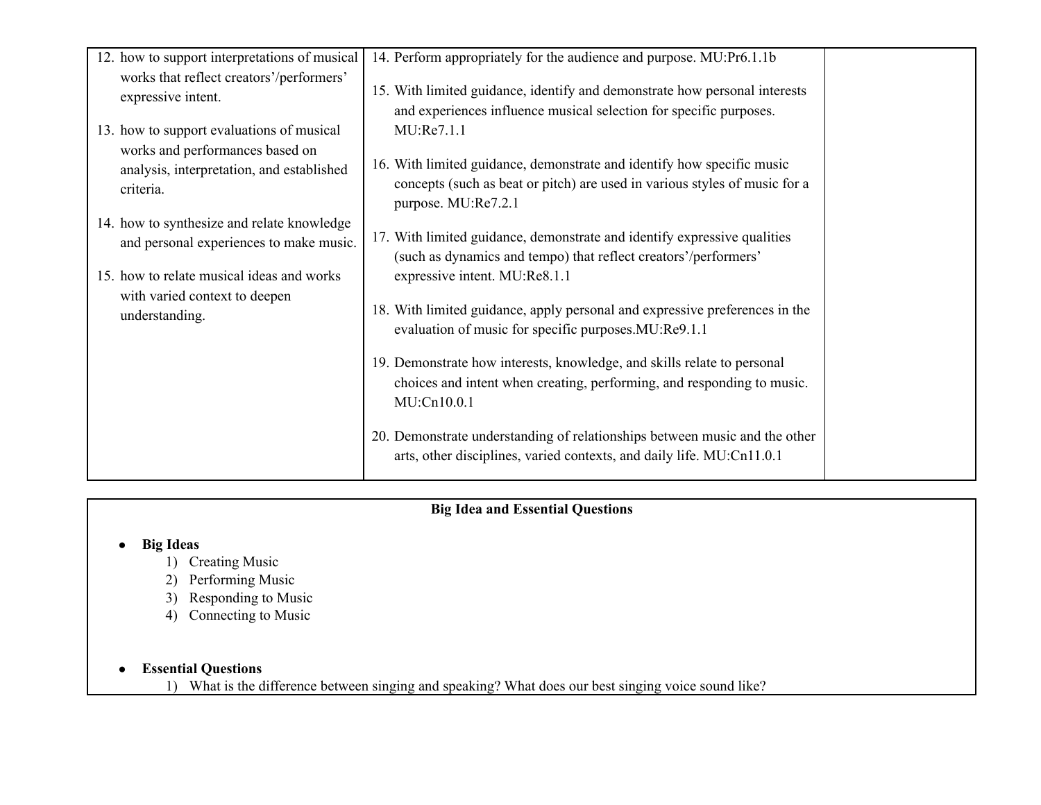| | | |
|---|---|---|
| 12. how to support interpretations of musical works that reflect creators'/performers' expressive intent.<br><br>13. how to support evaluations of musical works and performances based on analysis, interpretation, and established criteria.<br><br>14. how to synthesize and relate knowledge and personal experiences to make music.<br><br>15. how to relate musical ideas and works with varied context to deepen understanding. | 14. Perform appropriately for the audience and purpose. MU:Pr6.1.1b<br><br>15. With limited guidance, identify and demonstrate how personal interests and experiences influence musical selection for specific purposes. MU:Re7.1.1<br><br>16. With limited guidance, demonstrate and identify how specific music concepts (such as beat or pitch) are used in various styles of music for a purpose. MU:Re7.2.1<br><br>17. With limited guidance, demonstrate and identify expressive qualities (such as dynamics and tempo) that reflect creators'/performers' expressive intent. MU:Re8.1.1<br><br>18. With limited guidance, apply personal and expressive preferences in the evaluation of music for specific purposes.MU:Re9.1.1<br><br>19. Demonstrate how interests, knowledge, and skills relate to personal choices and intent when creating, performing, and responding to music. MU:Cn10.0.1<br><br>20. Demonstrate understanding of relationships between music and the other arts, other disciplines, varied contexts, and daily life. MU:Cn11.0.1 | |

**Big Idea and Essential Questions**

- **Big Ideas**
  1) Creating Music
  2) Performing Music
  3) Responding to Music
  4) Connecting to Music

- **Essential Questions**
  1) What is the difference between singing and speaking? What does our best singing voice sound like?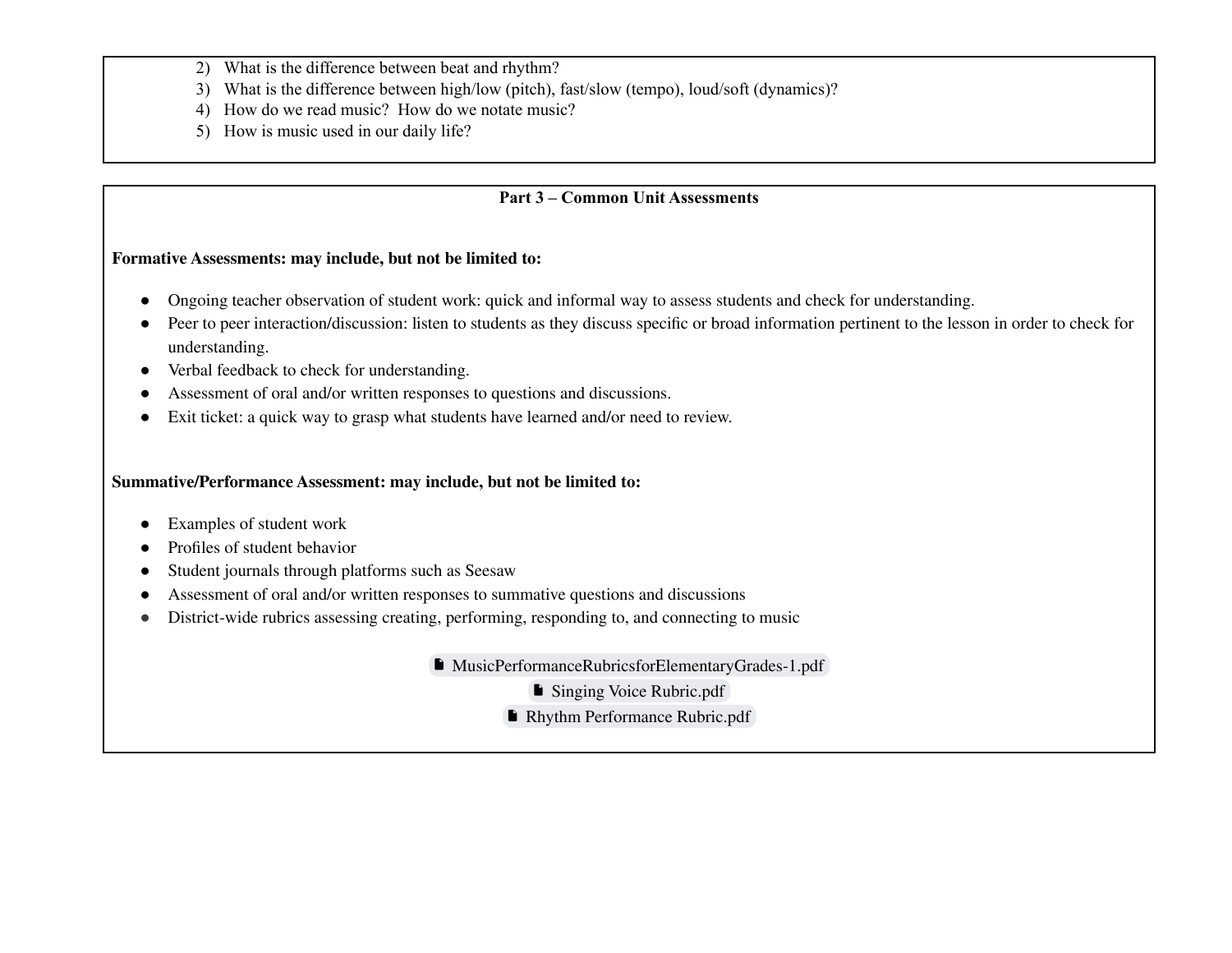2) What is the difference between beat and rhythm?
3) What is the difference between high/low (pitch), fast/slow (tempo), loud/soft (dynamics)?
4) How do we read music? How do we notate music?
5) How is music used in our daily life?

## Part 3 – Common Unit Assessments

**Formative Assessments: may include, but not be limited to:**

- Ongoing teacher observation of student work: quick and informal way to assess students and check for understanding.
- Peer to peer interaction/discussion: listen to students as they discuss specific or broad information pertinent to the lesson in order to check for understanding.
- Verbal feedback to check for understanding.
- Assessment of oral and/or written responses to questions and discussions.
- Exit ticket: a quick way to grasp what students have learned and/or need to review.

**Summative/Performance Assessment: may include, but not be limited to:**

- Examples of student work
- Profiles of student behavior
- Student journals through platforms such as Seesaw
- Assessment of oral and/or written responses to summative questions and discussions
- District-wide rubrics assessing creating, performing, responding to, and connecting to music

MusicPerformanceRubricsforElementaryGrades-1.pdf

Singing Voice Rubric.pdf

Rhythm Performance Rubric.pdf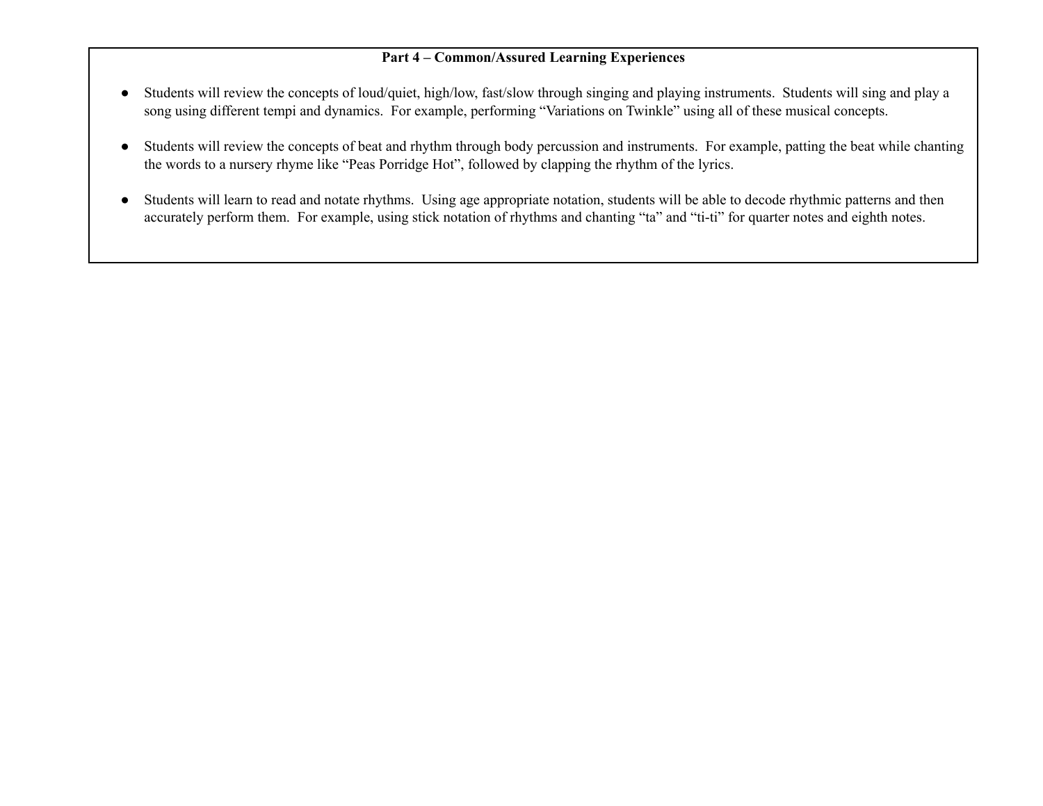**Part 4 – Common/Assured Learning Experiences**

- Students will review the concepts of loud/quiet, high/low, fast/slow through singing and playing instruments. Students will sing and play a song using different tempi and dynamics. For example, performing "Variations on Twinkle" using all of these musical concepts.

- Students will review the concepts of beat and rhythm through body percussion and instruments. For example, patting the beat while chanting the words to a nursery rhyme like "Peas Porridge Hot", followed by clapping the rhythm of the lyrics.

- Students will learn to read and notate rhythms. Using age appropriate notation, students will be able to decode rhythmic patterns and then accurately perform them. For example, using stick notation of rhythms and chanting "ta" and "ti-ti" for quarter notes and eighth notes.